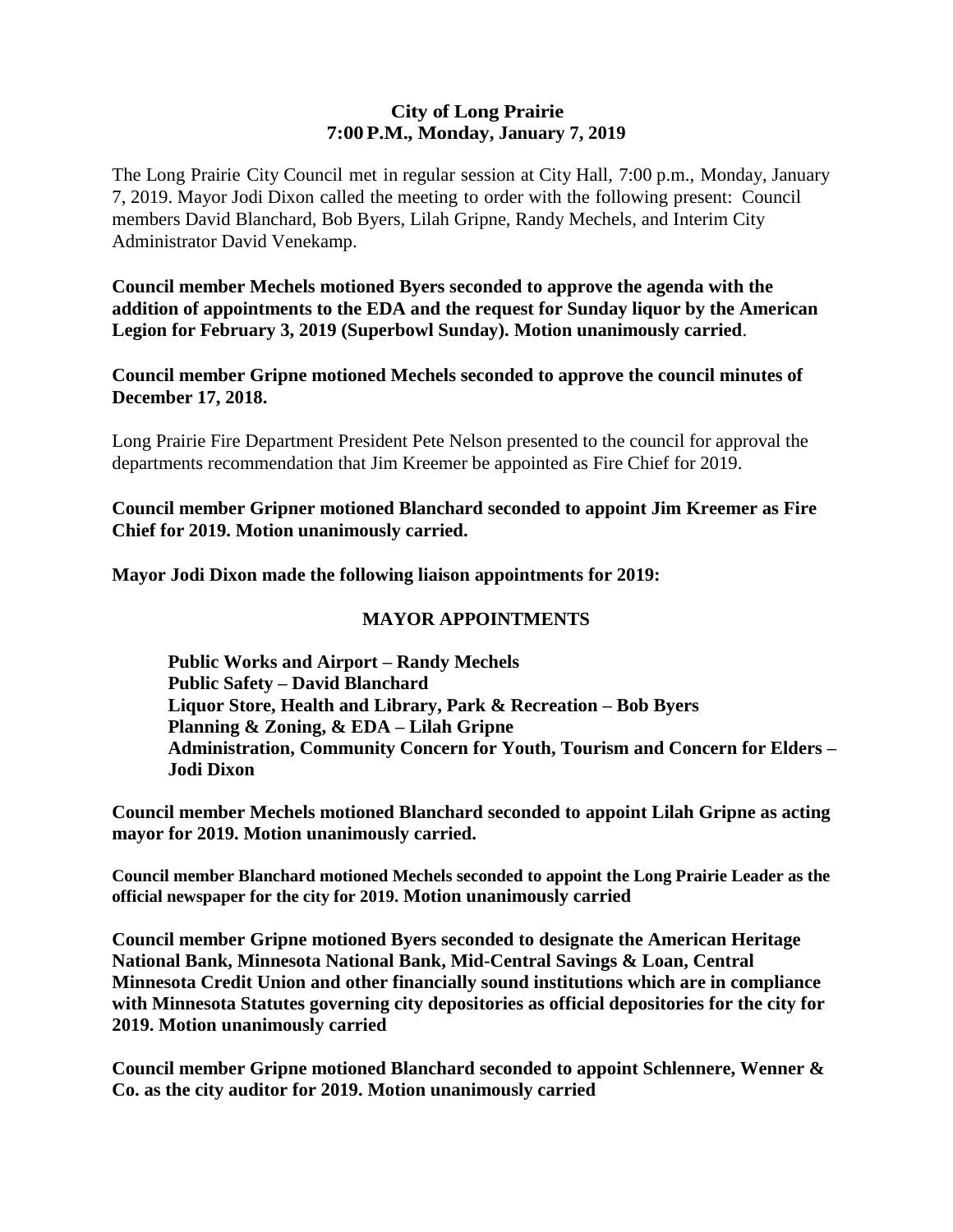**City of Long Prairie**
**7:00 P.M., Monday, January 7, 2019**

The Long Prairie City Council met in regular session at City Hall, 7:00 p.m., Monday, January 7, 2019. Mayor Jodi Dixon called the meeting to order with the following present: Council members David Blanchard, Bob Byers, Lilah Gripne, Randy Mechels, and Interim City Administrator David Venekamp.

**Council member Mechels motioned Byers seconded to approve the agenda with the addition of appointments to the EDA and the request for Sunday liquor by the American Legion for February 3, 2019 (Superbowl Sunday). Motion unanimously carried**.

**Council member Gripne motioned Mechels seconded to approve the council minutes of December 17, 2018.**

Long Prairie Fire Department President Pete Nelson presented to the council for approval the departments recommendation that Jim Kreemer be appointed as Fire Chief for 2019.

**Council member Gripner motioned Blanchard seconded to appoint Jim Kreemer as Fire Chief for 2019. Motion unanimously carried.**

**Mayor Jodi Dixon made the following liaison appointments for 2019:**

**MAYOR APPOINTMENTS**

**Public Works and Airport – Randy Mechels**
**Public Safety – David Blanchard**
**Liquor Store, Health and Library, Park & Recreation – Bob Byers**
**Planning & Zoning, & EDA – Lilah Gripne**
**Administration, Community Concern for Youth, Tourism and Concern for Elders – Jodi Dixon**

**Council member Mechels motioned Blanchard seconded to appoint Lilah Gripne as acting mayor for 2019. Motion unanimously carried.**

**Council member Blanchard motioned Mechels seconded to appoint the Long Prairie Leader as the official newspaper for the city for 2019. Motion unanimously carried**

**Council member Gripne motioned Byers seconded to designate the American Heritage National Bank, Minnesota National Bank, Mid-Central Savings & Loan, Central Minnesota Credit Union and other financially sound institutions which are in compliance with Minnesota Statutes governing city depositories as official depositories for the city for 2019. Motion unanimously carried**

**Council member Gripne motioned Blanchard seconded to appoint Schlennere, Wenner & Co. as the city auditor for 2019. Motion unanimously carried**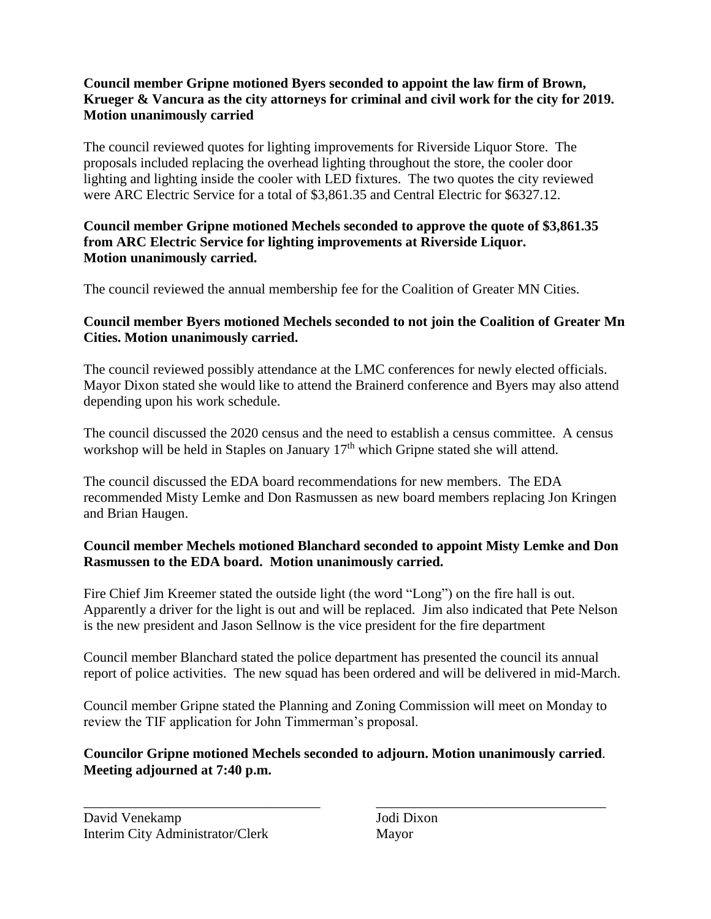**Council member Gripne motioned Byers seconded to appoint the law firm of Brown, Krueger & Vancura as the city attorneys for criminal and civil work for the city for 2019. Motion unanimously carried**

The council reviewed quotes for lighting improvements for Riverside Liquor Store. The proposals included replacing the overhead lighting throughout the store, the cooler door lighting and lighting inside the cooler with LED fixtures. The two quotes the city reviewed were ARC Electric Service for a total of $3,861.35 and Central Electric for $6327.12.

**Council member Gripne motioned Mechels seconded to approve the quote of $3,861.35 from ARC Electric Service for lighting improvements at Riverside Liquor. Motion unanimously carried.**

The council reviewed the annual membership fee for the Coalition of Greater MN Cities.

**Council member Byers motioned Mechels seconded to not join the Coalition of Greater Mn Cities. Motion unanimously carried.**

The council reviewed possibly attendance at the LMC conferences for newly elected officials. Mayor Dixon stated she would like to attend the Brainerd conference and Byers may also attend depending upon his work schedule.

The council discussed the 2020 census and the need to establish a census committee. A census workshop will be held in Staples on January 17th which Gripne stated she will attend.

The council discussed the EDA board recommendations for new members. The EDA recommended Misty Lemke and Don Rasmussen as new board members replacing Jon Kringen and Brian Haugen.

**Council member Mechels motioned Blanchard seconded to appoint Misty Lemke and Don Rasmussen to the EDA board. Motion unanimously carried.**

Fire Chief Jim Kreemer stated the outside light (the word "Long") on the fire hall is out. Apparently a driver for the light is out and will be replaced. Jim also indicated that Pete Nelson is the new president and Jason Sellnow is the vice president for the fire department

Council member Blanchard stated the police department has presented the council its annual report of police activities. The new squad has been ordered and will be delivered in mid-March.

Council member Gripne stated the Planning and Zoning Commission will meet on Monday to review the TIF application for John Timmerman's proposal.

**Councilor Gripne motioned Mechels seconded to adjourn. Motion unanimously carried. Meeting adjourned at 7:40 p.m.**

\_\_\_\_\_\_\_\_\_\_\_\_\_\_\_\_\_\_\_\_\_\_\_\_\_\_\_\_\_\_\_\_\_\_ \_\_\_\_\_\_\_\_\_\_\_\_\_\_\_\_\_\_\_\_\_\_\_\_\_\_\_\_\_\_\_\_\_\_

David Venekamp
Interim City Administrator/Clerk

Jodi Dixon
Mayor